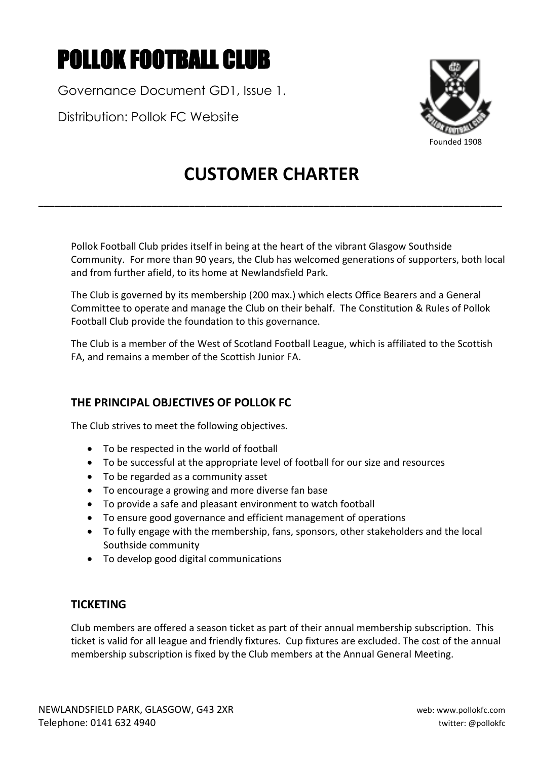# POLLOK FOOTBALL CLUB

Governance Document GD1, Issue 1.

Distribution: Pollok FC Website

Founded 1908

## CUSTOMER CHARTER

---

Pollok Football Club prides itself in being at the heart of the vibrant Glasgow Southside Community. For more than 90 years, the Club has welcomed generations of supporters, both local and from further afield, to its home at Newlandsfield Park.

The Club is governed by its membership (200 max.) which elects Office Bearers and a General Committee to operate and manage the Club on their behalf. The Constitution & Rules of Pollok Football Club provide the foundation to this governance.

The Club is a member of the West of Scotland Football League, which is affiliated to the Scottish FA, and remains a member of the Scottish Junior FA.

### THE PRINCIPAL OBJECTIVES OF POLLOK FC

The Club strives to meet the following objectives.

- To be respected in the world of football
- To be successful at the appropriate level of football for our size and resources
- To be regarded as a community asset
- To encourage a growing and more diverse fan base
- To provide a safe and pleasant environment to watch football
- To ensure good governance and efficient management of operations
- To fully engage with the membership, fans, sponsors, other stakeholders and the local Southside community
- To develop good digital communications

### TICKETING

Club members are offered a season ticket as part of their annual membership subscription. This ticket is valid for all league and friendly fixtures. Cup fixtures are excluded. The cost of the annual membership subscription is fixed by the Club members at the Annual General Meeting.

NEWLANDSFIELD PARK, GLASGOW, G43 2XR
Telephone: 0141 632 4940

web: www.pollokfc.com
twitter: @pollokfc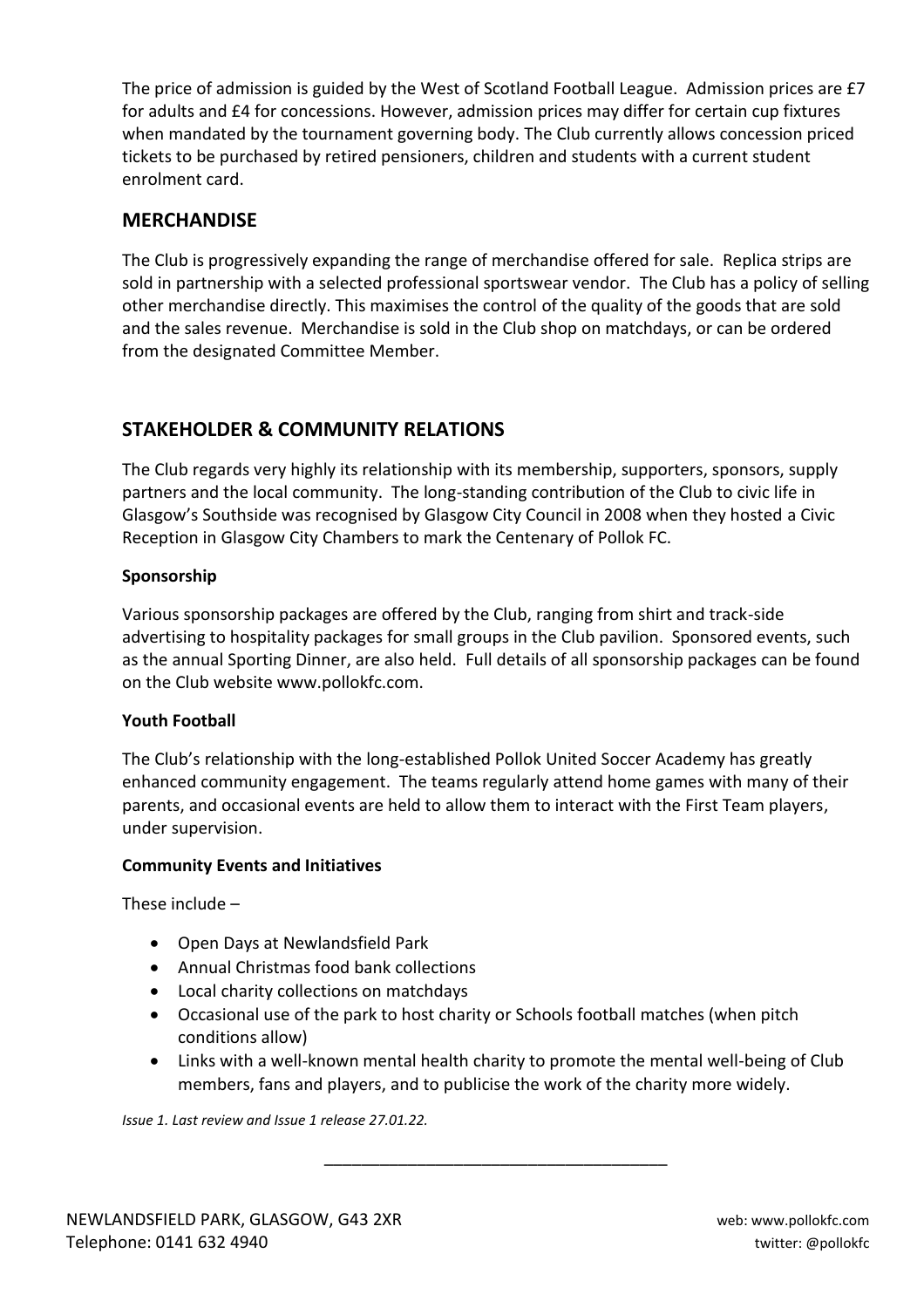The price of admission is guided by the West of Scotland Football League. Admission prices are £7 for adults and £4 for concessions. However, admission prices may differ for certain cup fixtures when mandated by the tournament governing body. The Club currently allows concession priced tickets to be purchased by retired pensioners, children and students with a current student enrolment card.

## MERCHANDISE

The Club is progressively expanding the range of merchandise offered for sale. Replica strips are sold in partnership with a selected professional sportswear vendor. The Club has a policy of selling other merchandise directly. This maximises the control of the quality of the goods that are sold and the sales revenue. Merchandise is sold in the Club shop on matchdays, or can be ordered from the designated Committee Member.

## STAKEHOLDER & COMMUNITY RELATIONS

The Club regards very highly its relationship with its membership, supporters, sponsors, supply partners and the local community. The long-standing contribution of the Club to civic life in Glasgow's Southside was recognised by Glasgow City Council in 2008 when they hosted a Civic Reception in Glasgow City Chambers to mark the Centenary of Pollok FC.

**Sponsorship**

Various sponsorship packages are offered by the Club, ranging from shirt and track-side advertising to hospitality packages for small groups in the Club pavilion. Sponsored events, such as the annual Sporting Dinner, are also held. Full details of all sponsorship packages can be found on the Club website www.pollokfc.com.

**Youth Football**

The Club's relationship with the long-established Pollok United Soccer Academy has greatly enhanced community engagement. The teams regularly attend home games with many of their parents, and occasional events are held to allow them to interact with the First Team players, under supervision.

**Community Events and Initiatives**

These include –

- Open Days at Newlandsfield Park
- Annual Christmas food bank collections
- Local charity collections on matchdays
- Occasional use of the park to host charity or Schools football matches (when pitch conditions allow)
- Links with a well-known mental health charity to promote the mental well-being of Club members, fans and players, and to publicise the work of the charity more widely.

*Issue 1. Last review and Issue 1 release 27.01.22.*

NEWLANDSFIELD PARK, GLASGOW, G43 2XR
Telephone: 0141 632 4940

web: www.pollokfc.com
twitter: @pollokfc